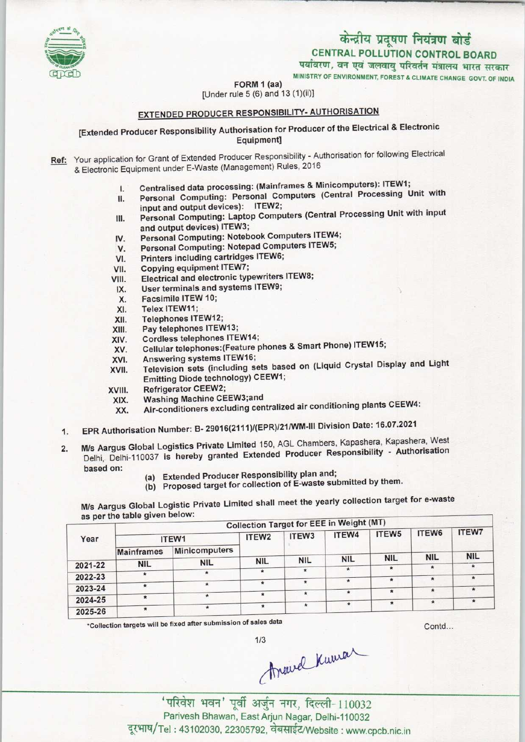केन्द्रीय प्रदूषण नियंत्रण बोर्ड
**CENTRAL POLLUTION CONTROL BOARD**
पर्यावरण, वन एवं जलवायु परिवर्तन मंत्रालय भारत सरकार
MINISTRY OF ENVIRONMENT, FOREST & CLIMATE CHANGE GOVT. OF INDIA

FORM 1 (aa)
[Under rule 5 (6) and 13 (1)(ii)]

## EXTENDED PRODUCER RESPONSIBILITY- AUTHORISATION

[Extended Producer Responsibility Authorisation for Producer of the Electrical & Electronic Equipment]

**Ref:** Your application for Grant of Extended Producer Responsibility - Authorisation for following Electrical & Electronic Equipment under E-Waste (Management) Rules, 2016

- I. Centralised data processing: (Mainframes & Minicomputers): ITEW1;
- II. Personal Computing: Personal Computers (Central Processing Unit with input and output devices): ITEW2;
- III. Personal Computing: Laptop Computers (Central Processing Unit with input and output devices) ITEW3;
- IV. Personal Computing: Notebook Computers ITEW4;
- V. Personal Computing: Notepad Computers ITEW5;
- VI. Printers including cartridges ITEW6;
- VII. Copying equipment ITEW7;
- VIII. Electrical and electronic typewriters ITEW8;
- IX. User terminals and systems ITEW9;
- X. Facsimile ITEW 10;
- XI. Telex ITEW11;
- XII. Telephones ITEW12;
- XIII. Pay telephones ITEW13;
- XIV. Cordless telephones ITEW14;
- XV. Cellular telephones:(Feature phones & Smart Phone) ITEW15;
- XVI. Answering systems ITEW16;
- XVII. Television sets (including sets based on (Liquid Crystal Display and Light Emitting Diode technology) CEEW1;
- XVIII. Refrigerator CEEW2;
- XIX. Washing Machine CEEW3;and
- XX. Air-conditioners excluding centralized air conditioning plants CEEW4:

1. EPR Authorisation Number: B- 29016(2111)/(EPR)/21/WM-III Division Date: 16.07.2021

2. M/s Aargus Global Logistics Private Limited 150, AGL Chambers, Kapashera, Kapashera, West Delhi, Delhi-110037 is hereby granted Extended Producer Responsibility - Authorisation based on:
   - (a) Extended Producer Responsibility plan and;
   - (b) Proposed target for collection of E-waste submitted by them.

M/s Aargus Global Logistic Private Limited shall meet the yearly collection target for e-waste as per the table given below:

| Year | Collection Target for EEE in Weight (MT) | | | | | | | |
|---|---|---|---|---|---|---|---|---|
| | ITEW1 | | ITEW2 | ITEW3 | ITEW4 | ITEW5 | ITEW6 | ITEW7 |
| | Mainframes | Minicomputers | | | | | | |
| 2021-22 | NIL | NIL | NIL | NIL | NIL | NIL | NIL | NIL |
| 2022-23 | * | * | * | * | * | * | * | * |
| 2023-24 | * | * | * | * | * | * | * | * |
| 2024-25 | * | * | * | * | * | * | * | * |
| 2025-26 | * | * | * | * | * | * | * | * |

*Collection targets will be fixed after submission of sales data

Contd...

'परिवेश भवन' पूर्वी अर्जुन नगर, दिल्ली-110032
Parivesh Bhawan, East Arjun Nagar, Delhi-110032
दूरभाष/Tel : 43102030, 22305792, वेबसाईट/Website : www.cpcb.nic.in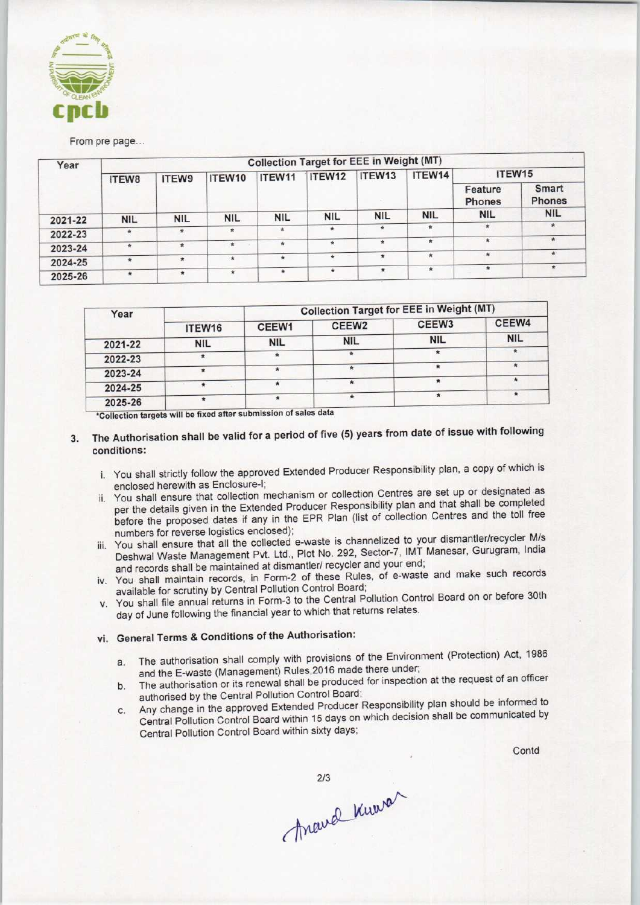From pre page...

| Year | Collection Target for EEE in Weight (MT) | | | | | | | | |
|---|---|---|---|---|---|---|---|---|---|
| | ITEW8 | ITEW9 | ITEW10 | ITEW11 | ITEW12 | ITEW13 | ITEW14 | ITEW15 | |
| | | | | | | | | Feature Phones | Smart Phones |
| 2021-22 | NIL | NIL | NIL | NIL | NIL | NIL | NIL | NIL | NIL |
| 2022-23 | * | * | * | * | * | * | * | * | * |
| 2023-24 | * | * | * | * | * | * | * | * | * |
| 2024-25 | * | * | * | * | * | * | * | * | * |
| 2025-26 | * | * | * | * | * | * | * | * | * |

| Year | | Collection Target for EEE in Weight (MT) | | | |
|---|---|---|---|---|---|
| | ITEW16 | CEEW1 | CEEW2 | CEEW3 | CEEW4 |
| 2021-22 | NIL | NIL | NIL | NIL | NIL |
| 2022-23 | * | * | * | * | * |
| 2023-24 | * | * | * | * | * |
| 2024-25 | * | * | * | * | * |
| 2025-26 | * | * | * | * | * |

*Collection targets will be fixed after submission of sales data

3. **The Authorisation shall be valid for a period of five (5) years from date of issue with following conditions:**

   i. You shall strictly follow the approved Extended Producer Responsibility plan, a copy of which is enclosed herewith as Enclosure-I;

   ii. You shall ensure that collection mechanism or collection Centres are set up or designated as per the details given in the Extended Producer Responsibility plan and that shall be completed before the proposed dates if any in the EPR Plan (list of collection Centres and the toll free numbers for reverse logistics enclosed);

   iii. You shall ensure that all the collected e-waste is channelized to your dismantler/recycler M/s Deshwal Waste Management Pvt. Ltd., Plot No. 292, Sector-7, IMT Manesar, Gurugram, India and records shall be maintained at dismantler/ recycler and your end;

   iv. You shall maintain records, in Form-2 of these Rules, of e-waste and make such records available for scrutiny by Central Pollution Control Board;

   v. You shall file annual returns in Form-3 to the Central Pollution Control Board on or before 30th day of June following the financial year to which that returns relates.

   vi. **General Terms & Conditions of the Authorisation:**

      a. The authorisation shall comply with provisions of the Environment (Protection) Act, 1986 and the E-waste (Management) Rules,2016 made there under;

      b. The authorisation or its renewal shall be produced for inspection at the request of an officer authorised by the Central Pollution Control Board;

      c. Any change in the approved Extended Producer Responsibility plan should be informed to Central Pollution Control Board within 15 days on which decision shall be communicated by Central Pollution Control Board within sixty days;

Contd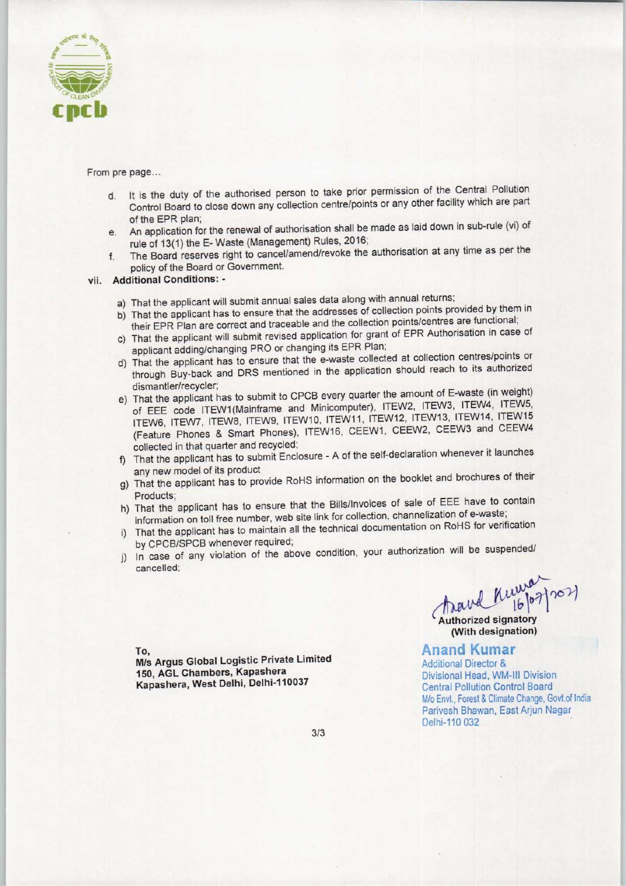From pre page...

d. It is the duty of the authorised person to take prior permission of the Central Pollution Control Board to close down any collection centre/points or any other facility which are part of the EPR plan;
e. An application for the renewal of authorisation shall be made as laid down in sub-rule (vi) of rule of 13(1) the E- Waste (Management) Rules, 2016;
f. The Board reserves right to cancel/amend/revoke the authorisation at any time as per the policy of the Board or Government.

vii. **Additional Conditions: -**

a) That the applicant will submit annual sales data along with annual returns;
b) That the applicant has to ensure that the addresses of collection points provided by them in their EPR Plan are correct and traceable and the collection points/centres are functional;
c) That the applicant will submit revised application for grant of EPR Authorisation in case of applicant adding/changing PRO or changing its EPR Plan;
d) That the applicant has to ensure that the e-waste collected at collection centres/points or through Buy-back and DRS mentioned in the application should reach to its authorized dismantler/recycler;
e) That the applicant has to submit to CPCB every quarter the amount of E-waste (in weight) of EEE code ITEW1(Mainframe and Minicomputer), ITEW2, ITEW3, ITEW4, ITEW5, ITEW6, ITEW7, ITEW8, ITEW9, ITEW10, ITEW11, ITEW12, ITEW13, ITEW14, ITEW15 (Feature Phones & Smart Phones), ITEW16, CEEW1, CEEW2, CEEW3 and CEEW4 collected in that quarter and recycled;
f) That the applicant has to submit Enclosure - A of the self-declaration whenever it launches any new model of its product
g) That the applicant has to provide RoHS information on the booklet and brochures of their Products;
h) That the applicant has to ensure that the Bills/Invoices of sale of EEE have to contain information on toll free number, web site link for collection, channelization of e-waste;
i) That the applicant has to maintain all the technical documentation on RoHS for verification by CPCB/SPCB whenever required;
j) In case of any violation of the above condition, your authorization will be suspended/ cancelled;

Anand Kumar 16/07/2021

**Authorized signatory**
**(With designation)**

**Anand Kumar**
Additional Director &
Divisional Head, WM-III Division
Central Pollution Control Board
M/o Envt., Forest & Climate Change, Govt.of India
Parivesh Bhawan, East Arjun Nagar
Delhi-110 032

To,
**M/s Argus Global Logistic Private Limited**
**150, AGL Chambers, Kapashera**
**Kapashera, West Delhi, Delhi-110037**